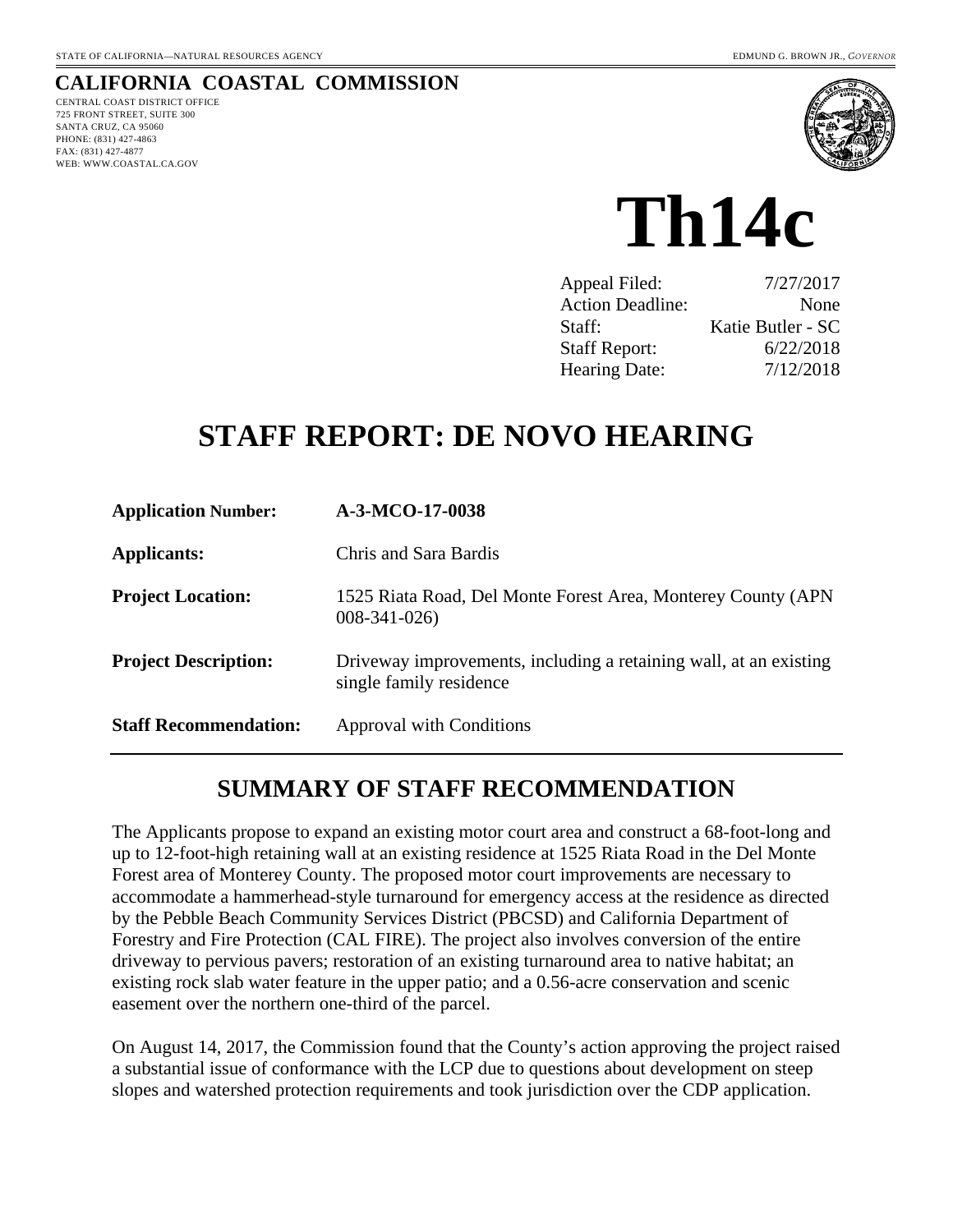STATE OF CALIFORNIA—NATURAL RESOURCES AGENCY

EDMUND G. BROWN JR., *GOVERNOR*

**CALIFORNIA COASTAL COMMISSION**

CENTRAL COAST DISTRICT OFFICE
725 FRONT STREET, SUITE 300
SANTA CRUZ, CA 95060
PHONE: (831) 427-4863
FAX: (831) 427-4877
WEB: WWW.COASTAL.CA.GOV

# Th14c

| | |
|---|---|
| Appeal Filed: | 7/27/2017 |
| Action Deadline: | None |
| Staff: | Katie Butler - SC |
| Staff Report: | 6/22/2018 |
| Hearing Date: | 7/12/2018 |

# STAFF REPORT: DE NOVO HEARING

| | |
|---|---|
| **Application Number:** | **A-3-MCO-17-0038** |
| **Applicants:** | Chris and Sara Bardis |
| **Project Location:** | 1525 Riata Road, Del Monte Forest Area, Monterey County (APN 008-341-026) |
| **Project Description:** | Driveway improvements, including a retaining wall, at an existing single family residence |
| **Staff Recommendation:** | Approval with Conditions |

## SUMMARY OF STAFF RECOMMENDATION

The Applicants propose to expand an existing motor court area and construct a 68-foot-long and up to 12-foot-high retaining wall at an existing residence at 1525 Riata Road in the Del Monte Forest area of Monterey County. The proposed motor court improvements are necessary to accommodate a hammerhead-style turnaround for emergency access at the residence as directed by the Pebble Beach Community Services District (PBCSD) and California Department of Forestry and Fire Protection (CAL FIRE). The project also involves conversion of the entire driveway to pervious pavers; restoration of an existing turnaround area to native habitat; an existing rock slab water feature in the upper patio; and a 0.56-acre conservation and scenic easement over the northern one-third of the parcel.

On August 14, 2017, the Commission found that the County's action approving the project raised a substantial issue of conformance with the LCP due to questions about development on steep slopes and watershed protection requirements and took jurisdiction over the CDP application.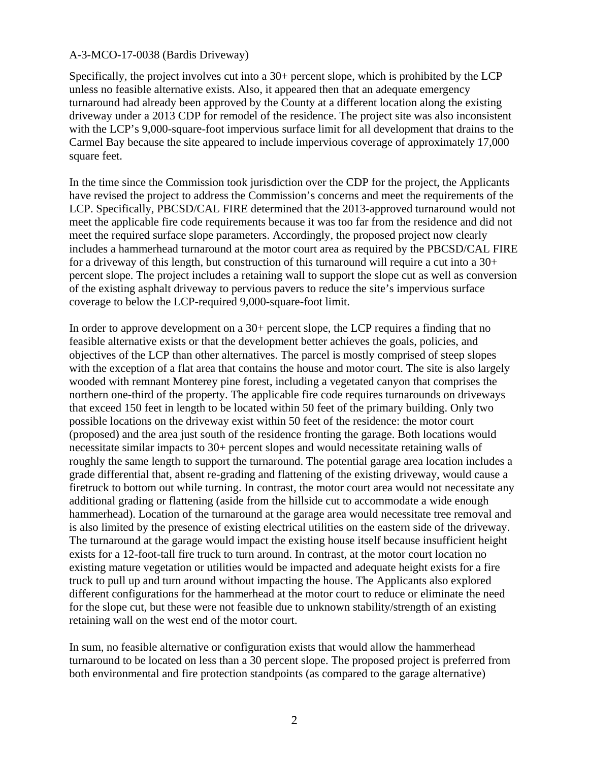Specifically, the project involves cut into a 30+ percent slope, which is prohibited by the LCP unless no feasible alternative exists. Also, it appeared then that an adequate emergency turnaround had already been approved by the County at a different location along the existing driveway under a 2013 CDP for remodel of the residence. The project site was also inconsistent with the LCP's 9,000-square-foot impervious surface limit for all development that drains to the Carmel Bay because the site appeared to include impervious coverage of approximately 17,000 square feet.

In the time since the Commission took jurisdiction over the CDP for the project, the Applicants have revised the project to address the Commission's concerns and meet the requirements of the LCP. Specifically, PBCSD/CAL FIRE determined that the 2013-approved turnaround would not meet the applicable fire code requirements because it was too far from the residence and did not meet the required surface slope parameters. Accordingly, the proposed project now clearly includes a hammerhead turnaround at the motor court area as required by the PBCSD/CAL FIRE for a driveway of this length, but construction of this turnaround will require a cut into a 30+ percent slope. The project includes a retaining wall to support the slope cut as well as conversion of the existing asphalt driveway to pervious pavers to reduce the site's impervious surface coverage to below the LCP-required 9,000-square-foot limit.

In order to approve development on a 30+ percent slope, the LCP requires a finding that no feasible alternative exists or that the development better achieves the goals, policies, and objectives of the LCP than other alternatives. The parcel is mostly comprised of steep slopes with the exception of a flat area that contains the house and motor court. The site is also largely wooded with remnant Monterey pine forest, including a vegetated canyon that comprises the northern one-third of the property. The applicable fire code requires turnarounds on driveways that exceed 150 feet in length to be located within 50 feet of the primary building. Only two possible locations on the driveway exist within 50 feet of the residence: the motor court (proposed) and the area just south of the residence fronting the garage. Both locations would necessitate similar impacts to 30+ percent slopes and would necessitate retaining walls of roughly the same length to support the turnaround. The potential garage area location includes a grade differential that, absent re-grading and flattening of the existing driveway, would cause a firetruck to bottom out while turning. In contrast, the motor court area would not necessitate any additional grading or flattening (aside from the hillside cut to accommodate a wide enough hammerhead). Location of the turnaround at the garage area would necessitate tree removal and is also limited by the presence of existing electrical utilities on the eastern side of the driveway. The turnaround at the garage would impact the existing house itself because insufficient height exists for a 12-foot-tall fire truck to turn around. In contrast, at the motor court location no existing mature vegetation or utilities would be impacted and adequate height exists for a fire truck to pull up and turn around without impacting the house. The Applicants also explored different configurations for the hammerhead at the motor court to reduce or eliminate the need for the slope cut, but these were not feasible due to unknown stability/strength of an existing retaining wall on the west end of the motor court.

In sum, no feasible alternative or configuration exists that would allow the hammerhead turnaround to be located on less than a 30 percent slope. The proposed project is preferred from both environmental and fire protection standpoints (as compared to the garage alternative)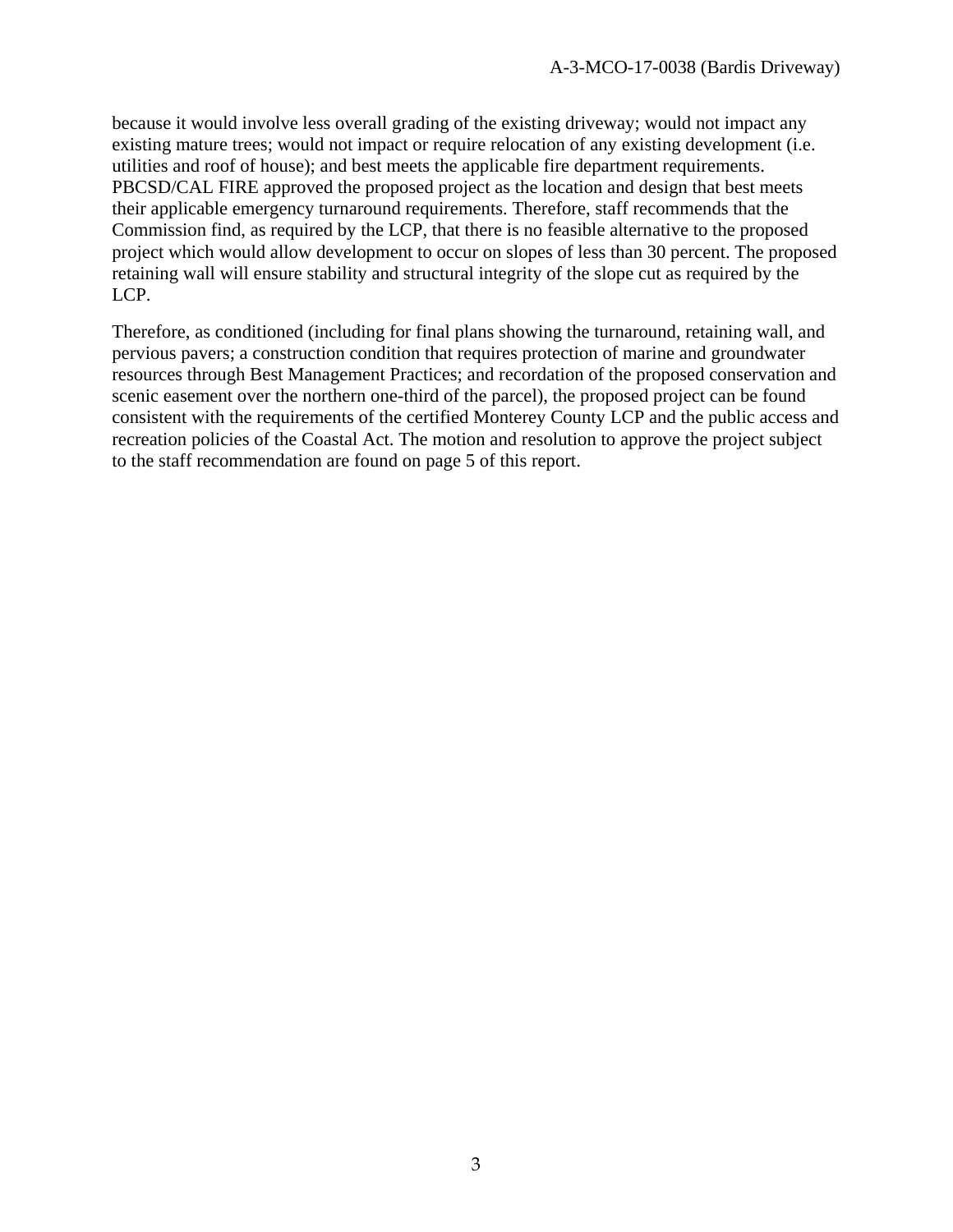because it would involve less overall grading of the existing driveway; would not impact any existing mature trees; would not impact or require relocation of any existing development (i.e. utilities and roof of house); and best meets the applicable fire department requirements. PBCSD/CAL FIRE approved the proposed project as the location and design that best meets their applicable emergency turnaround requirements. Therefore, staff recommends that the Commission find, as required by the LCP, that there is no feasible alternative to the proposed project which would allow development to occur on slopes of less than 30 percent. The proposed retaining wall will ensure stability and structural integrity of the slope cut as required by the LCP.

Therefore, as conditioned (including for final plans showing the turnaround, retaining wall, and pervious pavers; a construction condition that requires protection of marine and groundwater resources through Best Management Practices; and recordation of the proposed conservation and scenic easement over the northern one-third of the parcel), the proposed project can be found consistent with the requirements of the certified Monterey County LCP and the public access and recreation policies of the Coastal Act. The motion and resolution to approve the project subject to the staff recommendation are found on page 5 of this report.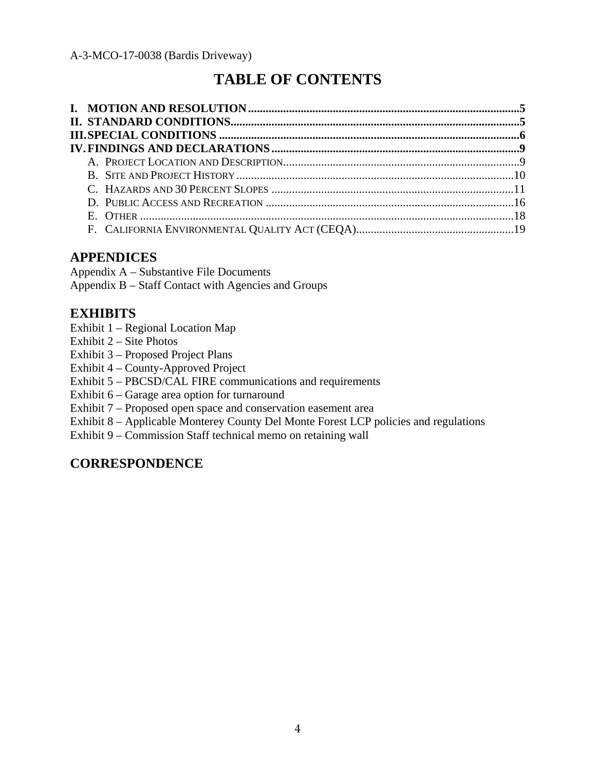# TABLE OF CONTENTS

**I. MOTION AND RESOLUTION** ........................................................................................5
**II. STANDARD CONDITIONS** ........................................................................................5
**III. SPECIAL CONDITIONS** ........................................................................................6
**IV. FINDINGS AND DECLARATIONS** ........................................................................................9

- A. PROJECT LOCATION AND DESCRIPTION ........................................................................................9
- B. SITE AND PROJECT HISTORY ........................................................................................10
- C. HAZARDS AND 30 PERCENT SLOPES ........................................................................................11
- D. PUBLIC ACCESS AND RECREATION ........................................................................................16
- E. OTHER ........................................................................................18
- F. CALIFORNIA ENVIRONMENTAL QUALITY ACT (CEQA) ........................................................................................19

## APPENDICES

Appendix A – Substantive File Documents
Appendix B – Staff Contact with Agencies and Groups

## EXHIBITS

Exhibit 1 – Regional Location Map
Exhibit 2 – Site Photos
Exhibit 3 – Proposed Project Plans
Exhibit 4 – County-Approved Project
Exhibit 5 – PBCSD/CAL FIRE communications and requirements
Exhibit 6 – Garage area option for turnaround
Exhibit 7 – Proposed open space and conservation easement area
Exhibit 8 – Applicable Monterey County Del Monte Forest LCP policies and regulations
Exhibit 9 – Commission Staff technical memo on retaining wall

## CORRESPONDENCE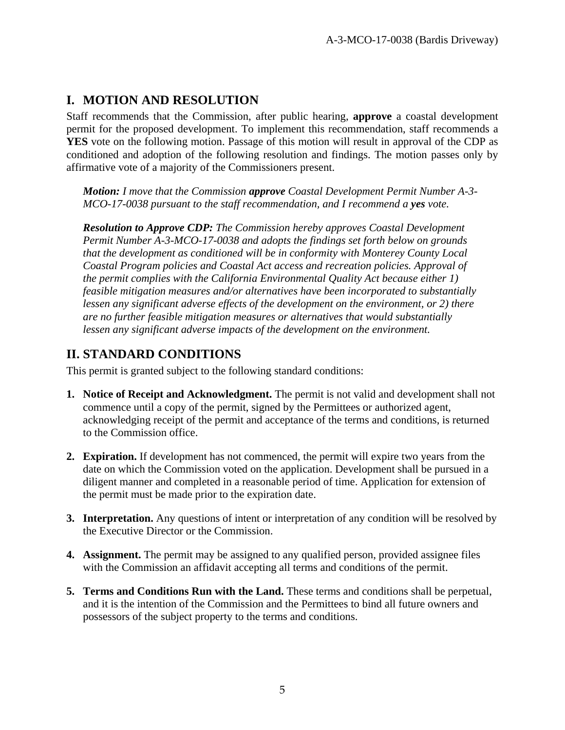## I. MOTION AND RESOLUTION

Staff recommends that the Commission, after public hearing, **approve** a coastal development permit for the proposed development. To implement this recommendation, staff recommends a **YES** vote on the following motion. Passage of this motion will result in approval of the CDP as conditioned and adoption of the following resolution and findings. The motion passes only by affirmative vote of a majority of the Commissioners present.

> ***Motion:*** *I move that the Commission **approve** Coastal Development Permit Number A-3-MCO-17-0038 pursuant to the staff recommendation, and I recommend a **yes** vote.*
>
> ***Resolution to Approve CDP:*** *The Commission hereby approves Coastal Development Permit Number A-3-MCO-17-0038 and adopts the findings set forth below on grounds that the development as conditioned will be in conformity with Monterey County Local Coastal Program policies and Coastal Act access and recreation policies. Approval of the permit complies with the California Environmental Quality Act because either 1) feasible mitigation measures and/or alternatives have been incorporated to substantially lessen any significant adverse effects of the development on the environment, or 2) there are no further feasible mitigation measures or alternatives that would substantially lessen any significant adverse impacts of the development on the environment.*

## II. STANDARD CONDITIONS

This permit is granted subject to the following standard conditions:

1. **Notice of Receipt and Acknowledgment.** The permit is not valid and development shall not commence until a copy of the permit, signed by the Permittees or authorized agent, acknowledging receipt of the permit and acceptance of the terms and conditions, is returned to the Commission office.

2. **Expiration.** If development has not commenced, the permit will expire two years from the date on which the Commission voted on the application. Development shall be pursued in a diligent manner and completed in a reasonable period of time. Application for extension of the permit must be made prior to the expiration date.

3. **Interpretation.** Any questions of intent or interpretation of any condition will be resolved by the Executive Director or the Commission.

4. **Assignment.** The permit may be assigned to any qualified person, provided assignee files with the Commission an affidavit accepting all terms and conditions of the permit.

5. **Terms and Conditions Run with the Land.** These terms and conditions shall be perpetual, and it is the intention of the Commission and the Permittees to bind all future owners and possessors of the subject property to the terms and conditions.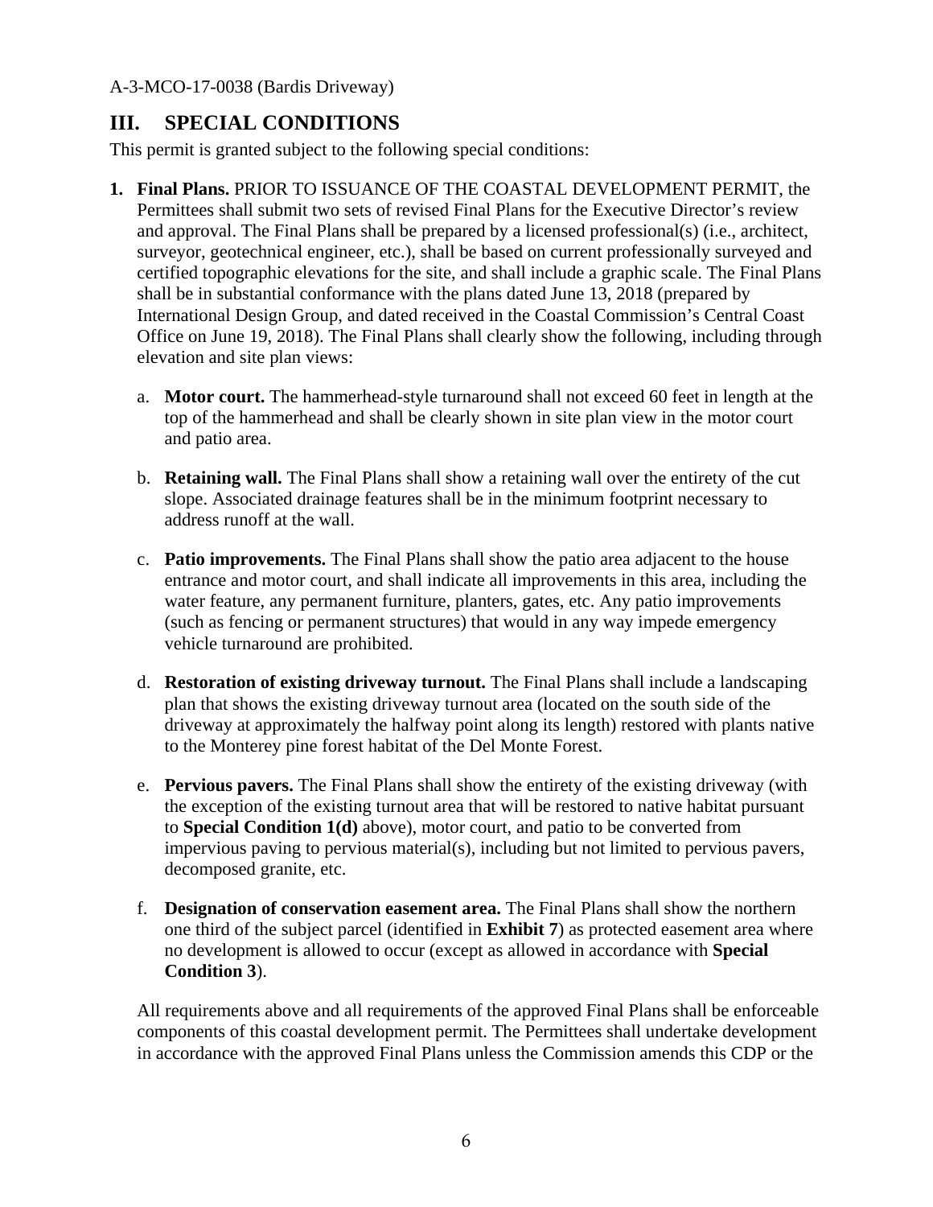## III. SPECIAL CONDITIONS

This permit is granted subject to the following special conditions:

1. **Final Plans.** PRIOR TO ISSUANCE OF THE COASTAL DEVELOPMENT PERMIT, the Permittees shall submit two sets of revised Final Plans for the Executive Director's review and approval. The Final Plans shall be prepared by a licensed professional(s) (i.e., architect, surveyor, geotechnical engineer, etc.), shall be based on current professionally surveyed and certified topographic elevations for the site, and shall include a graphic scale. The Final Plans shall be in substantial conformance with the plans dated June 13, 2018 (prepared by International Design Group, and dated received in the Coastal Commission's Central Coast Office on June 19, 2018). The Final Plans shall clearly show the following, including through elevation and site plan views:

   a. **Motor court.** The hammerhead-style turnaround shall not exceed 60 feet in length at the top of the hammerhead and shall be clearly shown in site plan view in the motor court and patio area.

   b. **Retaining wall.** The Final Plans shall show a retaining wall over the entirety of the cut slope. Associated drainage features shall be in the minimum footprint necessary to address runoff at the wall.

   c. **Patio improvements.** The Final Plans shall show the patio area adjacent to the house entrance and motor court, and shall indicate all improvements in this area, including the water feature, any permanent furniture, planters, gates, etc. Any patio improvements (such as fencing or permanent structures) that would in any way impede emergency vehicle turnaround are prohibited.

   d. **Restoration of existing driveway turnout.** The Final Plans shall include a landscaping plan that shows the existing driveway turnout area (located on the south side of the driveway at approximately the halfway point along its length) restored with plants native to the Monterey pine forest habitat of the Del Monte Forest.

   e. **Pervious pavers.** The Final Plans shall show the entirety of the existing driveway (with the exception of the existing turnout area that will be restored to native habitat pursuant to **Special Condition 1(d)** above), motor court, and patio to be converted from impervious paving to pervious material(s), including but not limited to pervious pavers, decomposed granite, etc.

   f. **Designation of conservation easement area.** The Final Plans shall show the northern one third of the subject parcel (identified in **Exhibit 7**) as protected easement area where no development is allowed to occur (except as allowed in accordance with **Special Condition 3**).

   All requirements above and all requirements of the approved Final Plans shall be enforceable components of this coastal development permit. The Permittees shall undertake development in accordance with the approved Final Plans unless the Commission amends this CDP or the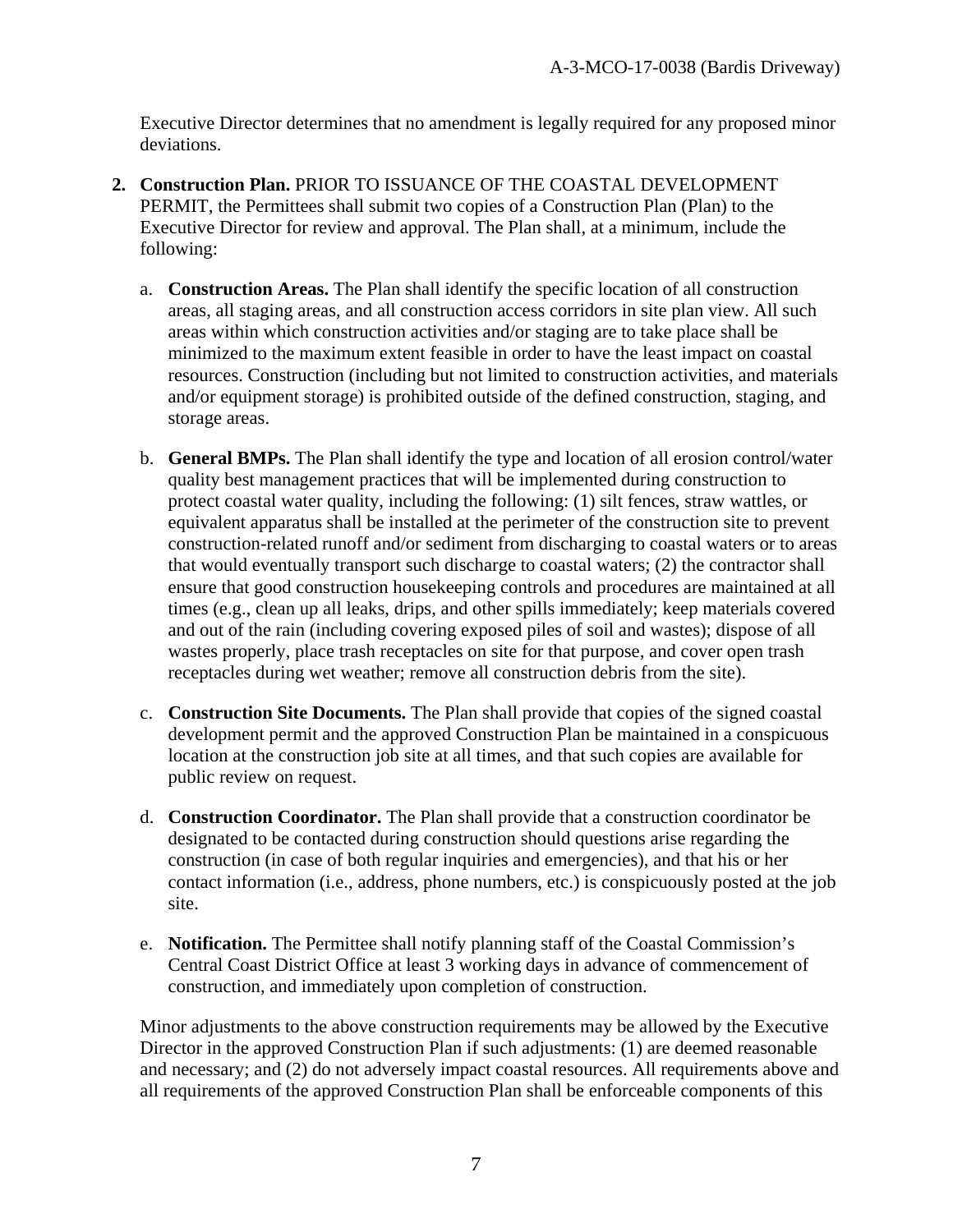Executive Director determines that no amendment is legally required for any proposed minor deviations.

2. **Construction Plan.** PRIOR TO ISSUANCE OF THE COASTAL DEVELOPMENT PERMIT, the Permittees shall submit two copies of a Construction Plan (Plan) to the Executive Director for review and approval. The Plan shall, at a minimum, include the following:

   a. **Construction Areas.** The Plan shall identify the specific location of all construction areas, all staging areas, and all construction access corridors in site plan view. All such areas within which construction activities and/or staging are to take place shall be minimized to the maximum extent feasible in order to have the least impact on coastal resources. Construction (including but not limited to construction activities, and materials and/or equipment storage) is prohibited outside of the defined construction, staging, and storage areas.

   b. **General BMPs.** The Plan shall identify the type and location of all erosion control/water quality best management practices that will be implemented during construction to protect coastal water quality, including the following: (1) silt fences, straw wattles, or equivalent apparatus shall be installed at the perimeter of the construction site to prevent construction-related runoff and/or sediment from discharging to coastal waters or to areas that would eventually transport such discharge to coastal waters; (2) the contractor shall ensure that good construction housekeeping controls and procedures are maintained at all times (e.g., clean up all leaks, drips, and other spills immediately; keep materials covered and out of the rain (including covering exposed piles of soil and wastes); dispose of all wastes properly, place trash receptacles on site for that purpose, and cover open trash receptacles during wet weather; remove all construction debris from the site).

   c. **Construction Site Documents.** The Plan shall provide that copies of the signed coastal development permit and the approved Construction Plan be maintained in a conspicuous location at the construction job site at all times, and that such copies are available for public review on request.

   d. **Construction Coordinator.** The Plan shall provide that a construction coordinator be designated to be contacted during construction should questions arise regarding the construction (in case of both regular inquiries and emergencies), and that his or her contact information (i.e., address, phone numbers, etc.) is conspicuously posted at the job site.

   e. **Notification.** The Permittee shall notify planning staff of the Coastal Commission's Central Coast District Office at least 3 working days in advance of commencement of construction, and immediately upon completion of construction.

   Minor adjustments to the above construction requirements may be allowed by the Executive Director in the approved Construction Plan if such adjustments: (1) are deemed reasonable and necessary; and (2) do not adversely impact coastal resources. All requirements above and all requirements of the approved Construction Plan shall be enforceable components of this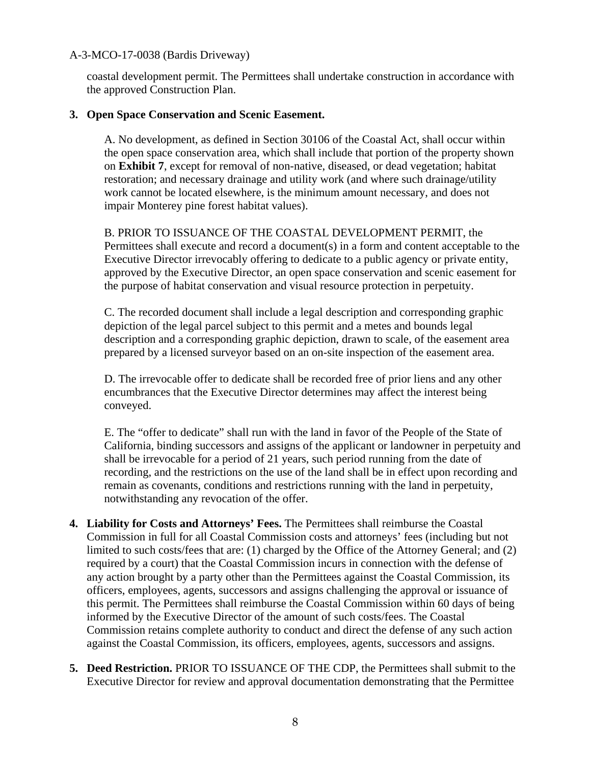coastal development permit. The Permittees shall undertake construction in accordance with the approved Construction Plan.

**3. Open Space Conservation and Scenic Easement.**

A. No development, as defined in Section 30106 of the Coastal Act, shall occur within the open space conservation area, which shall include that portion of the property shown on **Exhibit 7**, except for removal of non-native, diseased, or dead vegetation; habitat restoration; and necessary drainage and utility work (and where such drainage/utility work cannot be located elsewhere, is the minimum amount necessary, and does not impair Monterey pine forest habitat values).

B. PRIOR TO ISSUANCE OF THE COASTAL DEVELOPMENT PERMIT, the Permittees shall execute and record a document(s) in a form and content acceptable to the Executive Director irrevocably offering to dedicate to a public agency or private entity, approved by the Executive Director, an open space conservation and scenic easement for the purpose of habitat conservation and visual resource protection in perpetuity.

C. The recorded document shall include a legal description and corresponding graphic depiction of the legal parcel subject to this permit and a metes and bounds legal description and a corresponding graphic depiction, drawn to scale, of the easement area prepared by a licensed surveyor based on an on-site inspection of the easement area.

D. The irrevocable offer to dedicate shall be recorded free of prior liens and any other encumbrances that the Executive Director determines may affect the interest being conveyed.

E. The "offer to dedicate" shall run with the land in favor of the People of the State of California, binding successors and assigns of the applicant or landowner in perpetuity and shall be irrevocable for a period of 21 years, such period running from the date of recording, and the restrictions on the use of the land shall be in effect upon recording and remain as covenants, conditions and restrictions running with the land in perpetuity, notwithstanding any revocation of the offer.

**4. Liability for Costs and Attorneys' Fees.** The Permittees shall reimburse the Coastal Commission in full for all Coastal Commission costs and attorneys' fees (including but not limited to such costs/fees that are: (1) charged by the Office of the Attorney General; and (2) required by a court) that the Coastal Commission incurs in connection with the defense of any action brought by a party other than the Permittees against the Coastal Commission, its officers, employees, agents, successors and assigns challenging the approval or issuance of this permit. The Permittees shall reimburse the Coastal Commission within 60 days of being informed by the Executive Director of the amount of such costs/fees. The Coastal Commission retains complete authority to conduct and direct the defense of any such action against the Coastal Commission, its officers, employees, agents, successors and assigns.

**5. Deed Restriction.** PRIOR TO ISSUANCE OF THE CDP, the Permittees shall submit to the Executive Director for review and approval documentation demonstrating that the Permittee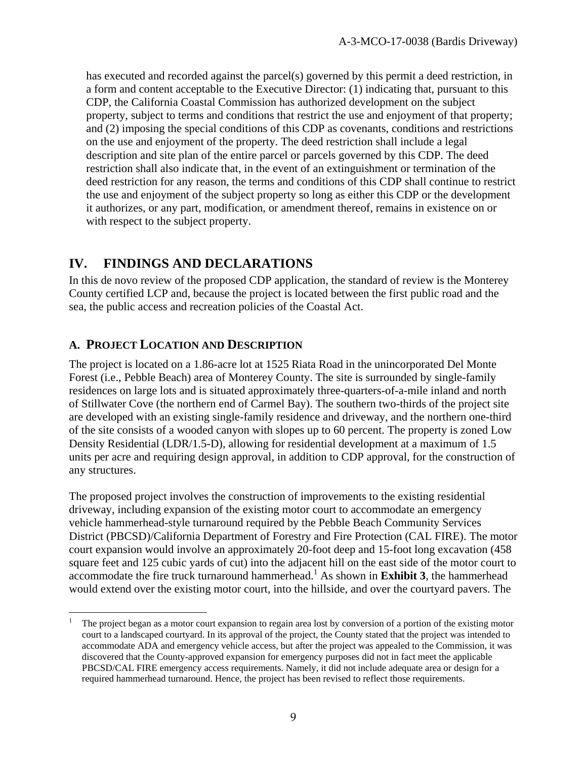has executed and recorded against the parcel(s) governed by this permit a deed restriction, in a form and content acceptable to the Executive Director: (1) indicating that, pursuant to this CDP, the California Coastal Commission has authorized development on the subject property, subject to terms and conditions that restrict the use and enjoyment of that property; and (2) imposing the special conditions of this CDP as covenants, conditions and restrictions on the use and enjoyment of the property. The deed restriction shall include a legal description and site plan of the entire parcel or parcels governed by this CDP. The deed restriction shall also indicate that, in the event of an extinguishment or termination of the deed restriction for any reason, the terms and conditions of this CDP shall continue to restrict the use and enjoyment of the subject property so long as either this CDP or the development it authorizes, or any part, modification, or amendment thereof, remains in existence on or with respect to the subject property.

# IV. FINDINGS AND DECLARATIONS

In this de novo review of the proposed CDP application, the standard of review is the Monterey County certified LCP and, because the project is located between the first public road and the sea, the public access and recreation policies of the Coastal Act.

## A. PROJECT LOCATION AND DESCRIPTION

The project is located on a 1.86-acre lot at 1525 Riata Road in the unincorporated Del Monte Forest (i.e., Pebble Beach) area of Monterey County. The site is surrounded by single-family residences on large lots and is situated approximately three-quarters-of-a-mile inland and north of Stillwater Cove (the northern end of Carmel Bay). The southern two-thirds of the project site are developed with an existing single-family residence and driveway, and the northern one-third of the site consists of a wooded canyon with slopes up to 60 percent. The property is zoned Low Density Residential (LDR/1.5-D), allowing for residential development at a maximum of 1.5 units per acre and requiring design approval, in addition to CDP approval, for the construction of any structures.

The proposed project involves the construction of improvements to the existing residential driveway, including expansion of the existing motor court to accommodate an emergency vehicle hammerhead-style turnaround required by the Pebble Beach Community Services District (PBCSD)/California Department of Forestry and Fire Protection (CAL FIRE). The motor court expansion would involve an approximately 20-foot deep and 15-foot long excavation (458 square feet and 125 cubic yards of cut) into the adjacent hill on the east side of the motor court to accommodate the fire truck turnaround hammerhead.[1] As shown in **Exhibit 3**, the hammerhead would extend over the existing motor court, into the hillside, and over the courtyard pavers. The

---

[1] The project began as a motor court expansion to regain area lost by conversion of a portion of the existing motor court to a landscaped courtyard. In its approval of the project, the County stated that the project was intended to accommodate ADA and emergency vehicle access, but after the project was appealed to the Commission, it was discovered that the County-approved expansion for emergency purposes did not in fact meet the applicable PBCSD/CAL FIRE emergency access requirements. Namely, it did not include adequate area or design for a required hammerhead turnaround. Hence, the project has been revised to reflect those requirements.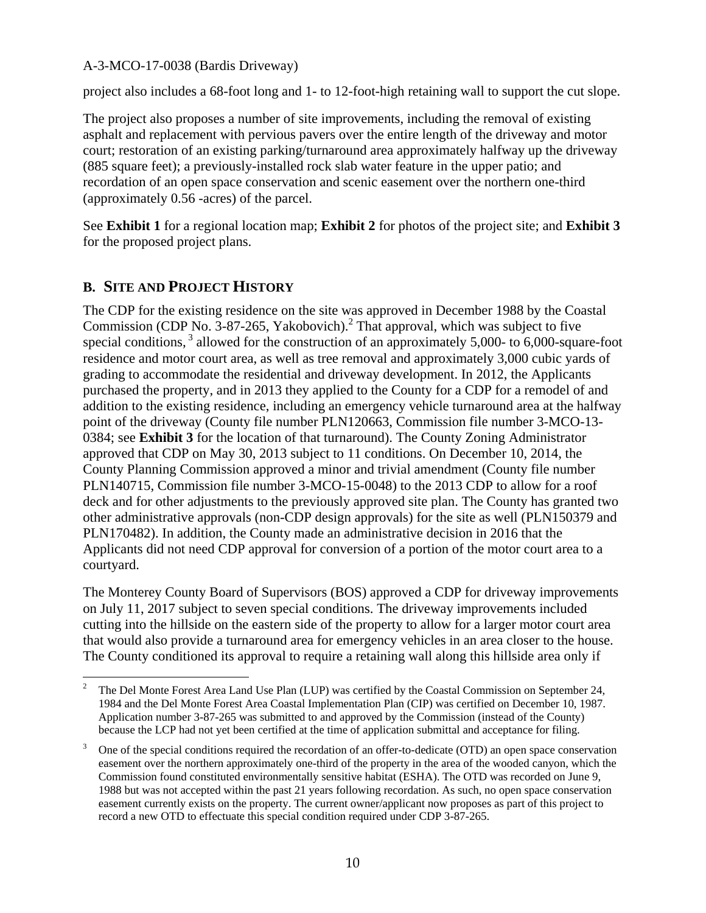project also includes a 68-foot long and 1- to 12-foot-high retaining wall to support the cut slope.

The project also proposes a number of site improvements, including the removal of existing asphalt and replacement with pervious pavers over the entire length of the driveway and motor court; restoration of an existing parking/turnaround area approximately halfway up the driveway (885 square feet); a previously-installed rock slab water feature in the upper patio; and recordation of an open space conservation and scenic easement over the northern one-third (approximately 0.56 -acres) of the parcel.

See **Exhibit 1** for a regional location map; **Exhibit 2** for photos of the project site; and **Exhibit 3** for the proposed project plans.

## B. SITE AND PROJECT HISTORY

The CDP for the existing residence on the site was approved in December 1988 by the Coastal Commission (CDP No. 3-87-265, Yakobovich).[2] That approval, which was subject to five special conditions,[3] allowed for the construction of an approximately 5,000- to 6,000-square-foot residence and motor court area, as well as tree removal and approximately 3,000 cubic yards of grading to accommodate the residential and driveway development. In 2012, the Applicants purchased the property, and in 2013 they applied to the County for a CDP for a remodel of and addition to the existing residence, including an emergency vehicle turnaround area at the halfway point of the driveway (County file number PLN120663, Commission file number 3-MCO-13-0384; see **Exhibit 3** for the location of that turnaround). The County Zoning Administrator approved that CDP on May 30, 2013 subject to 11 conditions. On December 10, 2014, the County Planning Commission approved a minor and trivial amendment (County file number PLN140715, Commission file number 3-MCO-15-0048) to the 2013 CDP to allow for a roof deck and for other adjustments to the previously approved site plan. The County has granted two other administrative approvals (non-CDP design approvals) for the site as well (PLN150379 and PLN170482). In addition, the County made an administrative decision in 2016 that the Applicants did not need CDP approval for conversion of a portion of the motor court area to a courtyard.

The Monterey County Board of Supervisors (BOS) approved a CDP for driveway improvements on July 11, 2017 subject to seven special conditions. The driveway improvements included cutting into the hillside on the eastern side of the property to allow for a larger motor court area that would also provide a turnaround area for emergency vehicles in an area closer to the house. The County conditioned its approval to require a retaining wall along this hillside area only if

---

[2] The Del Monte Forest Area Land Use Plan (LUP) was certified by the Coastal Commission on September 24, 1984 and the Del Monte Forest Area Coastal Implementation Plan (CIP) was certified on December 10, 1987. Application number 3-87-265 was submitted to and approved by the Commission (instead of the County) because the LCP had not yet been certified at the time of application submittal and acceptance for filing.

[3] One of the special conditions required the recordation of an offer-to-dedicate (OTD) an open space conservation easement over the northern approximately one-third of the property in the area of the wooded canyon, which the Commission found constituted environmentally sensitive habitat (ESHA). The OTD was recorded on June 9, 1988 but was not accepted within the past 21 years following recordation. As such, no open space conservation easement currently exists on the property. The current owner/applicant now proposes as part of this project to record a new OTD to effectuate this special condition required under CDP 3-87-265.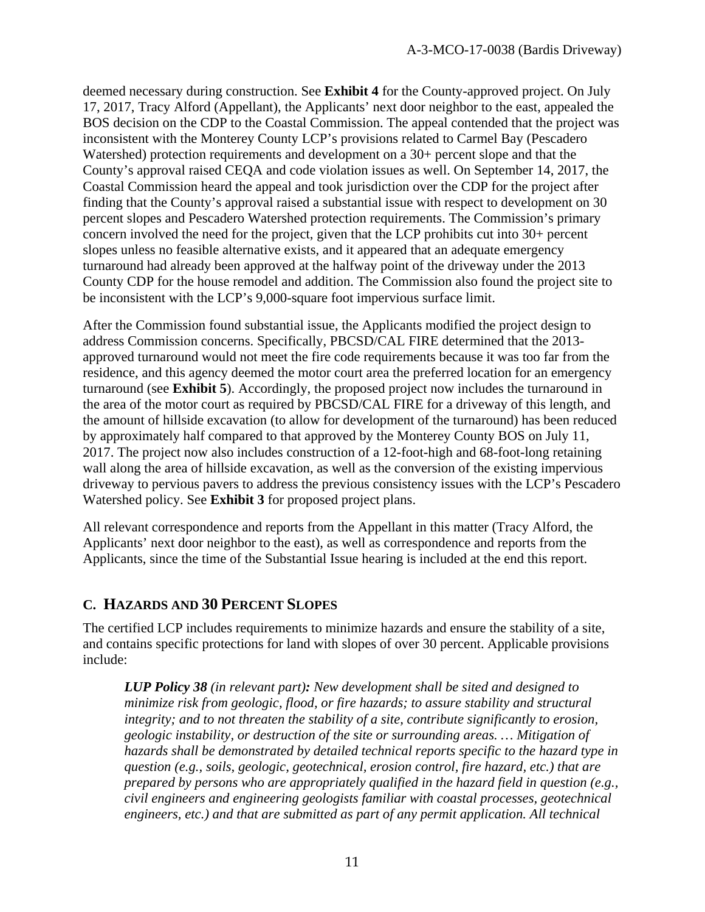deemed necessary during construction. See **Exhibit 4** for the County-approved project. On July 17, 2017, Tracy Alford (Appellant), the Applicants' next door neighbor to the east, appealed the BOS decision on the CDP to the Coastal Commission. The appeal contended that the project was inconsistent with the Monterey County LCP's provisions related to Carmel Bay (Pescadero Watershed) protection requirements and development on a 30+ percent slope and that the County's approval raised CEQA and code violation issues as well. On September 14, 2017, the Coastal Commission heard the appeal and took jurisdiction over the CDP for the project after finding that the County's approval raised a substantial issue with respect to development on 30 percent slopes and Pescadero Watershed protection requirements. The Commission's primary concern involved the need for the project, given that the LCP prohibits cut into 30+ percent slopes unless no feasible alternative exists, and it appeared that an adequate emergency turnaround had already been approved at the halfway point of the driveway under the 2013 County CDP for the house remodel and addition. The Commission also found the project site to be inconsistent with the LCP's 9,000-square foot impervious surface limit.

After the Commission found substantial issue, the Applicants modified the project design to address Commission concerns. Specifically, PBCSD/CAL FIRE determined that the 2013-approved turnaround would not meet the fire code requirements because it was too far from the residence, and this agency deemed the motor court area the preferred location for an emergency turnaround (see **Exhibit 5**). Accordingly, the proposed project now includes the turnaround in the area of the motor court as required by PBCSD/CAL FIRE for a driveway of this length, and the amount of hillside excavation (to allow for development of the turnaround) has been reduced by approximately half compared to that approved by the Monterey County BOS on July 11, 2017. The project now also includes construction of a 12-foot-high and 68-foot-long retaining wall along the area of hillside excavation, as well as the conversion of the existing impervious driveway to pervious pavers to address the previous consistency issues with the LCP's Pescadero Watershed policy. See **Exhibit 3** for proposed project plans.

All relevant correspondence and reports from the Appellant in this matter (Tracy Alford, the Applicants' next door neighbor to the east), as well as correspondence and reports from the Applicants, since the time of the Substantial Issue hearing is included at the end this report.

## C. HAZARDS AND 30 PERCENT SLOPES

The certified LCP includes requirements to minimize hazards and ensure the stability of a site, and contains specific protections for land with slopes of over 30 percent. Applicable provisions include:

> ***LUP Policy 38*** *(in relevant part)**:** New development shall be sited and designed to minimize risk from geologic, flood, or fire hazards; to assure stability and structural integrity; and to not threaten the stability of a site, contribute significantly to erosion, geologic instability, or destruction of the site or surrounding areas. … Mitigation of hazards shall be demonstrated by detailed technical reports specific to the hazard type in question (e.g., soils, geologic, geotechnical, erosion control, fire hazard, etc.) that are prepared by persons who are appropriately qualified in the hazard field in question (e.g., civil engineers and engineering geologists familiar with coastal processes, geotechnical engineers, etc.) and that are submitted as part of any permit application. All technical*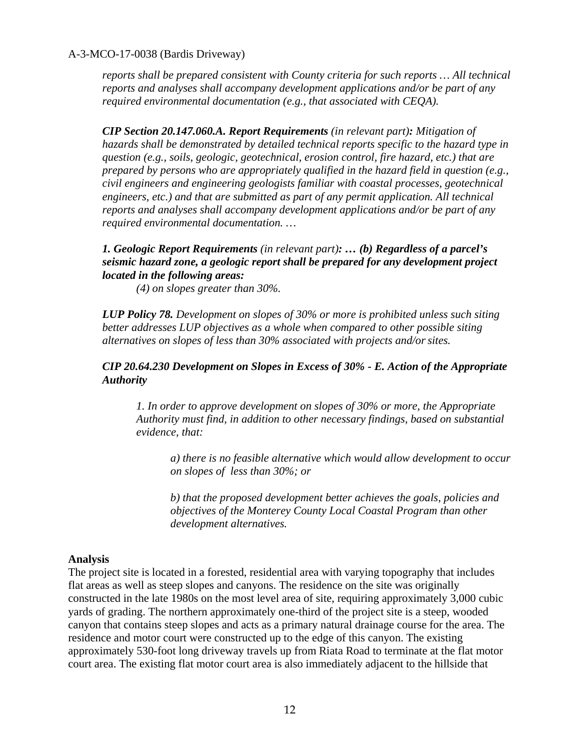*reports shall be prepared consistent with County criteria for such reports … All technical reports and analyses shall accompany development applications and/or be part of any required environmental documentation (e.g., that associated with CEQA).*

***CIP Section 20.147.060.A. Report Requirements** (in relevant part)**:** Mitigation of hazards shall be demonstrated by detailed technical reports specific to the hazard type in question (e.g., soils, geologic, geotechnical, erosion control, fire hazard, etc.) that are prepared by persons who are appropriately qualified in the hazard field in question (e.g., civil engineers and engineering geologists familiar with coastal processes, geotechnical engineers, etc.) and that are submitted as part of any permit application. All technical reports and analyses shall accompany development applications and/or be part of any required environmental documentation. …*

***1. Geologic Report Requirements** (in relevant part)**: … (b) Regardless of a parcel's seismic hazard zone, a geologic report shall be prepared for any development project located in the following areas:***

*(4) on slopes greater than 30%.*

***LUP Policy 78.** Development on slopes of 30% or more is prohibited unless such siting better addresses LUP objectives as a whole when compared to other possible siting alternatives on slopes of less than 30% associated with projects and/or sites.*

***CIP 20.64.230 Development on Slopes in Excess of 30% - E. Action of the Appropriate Authority***

*1. In order to approve development on slopes of 30% or more, the Appropriate Authority must find, in addition to other necessary findings, based on substantial evidence, that:*

*a) there is no feasible alternative which would allow development to occur on slopes of less than 30%; or*

*b) that the proposed development better achieves the goals, policies and objectives of the Monterey County Local Coastal Program than other development alternatives.*

**Analysis**

The project site is located in a forested, residential area with varying topography that includes flat areas as well as steep slopes and canyons. The residence on the site was originally constructed in the late 1980s on the most level area of site, requiring approximately 3,000 cubic yards of grading. The northern approximately one-third of the project site is a steep, wooded canyon that contains steep slopes and acts as a primary natural drainage course for the area. The residence and motor court were constructed up to the edge of this canyon. The existing approximately 530-foot long driveway travels up from Riata Road to terminate at the flat motor court area. The existing flat motor court area is also immediately adjacent to the hillside that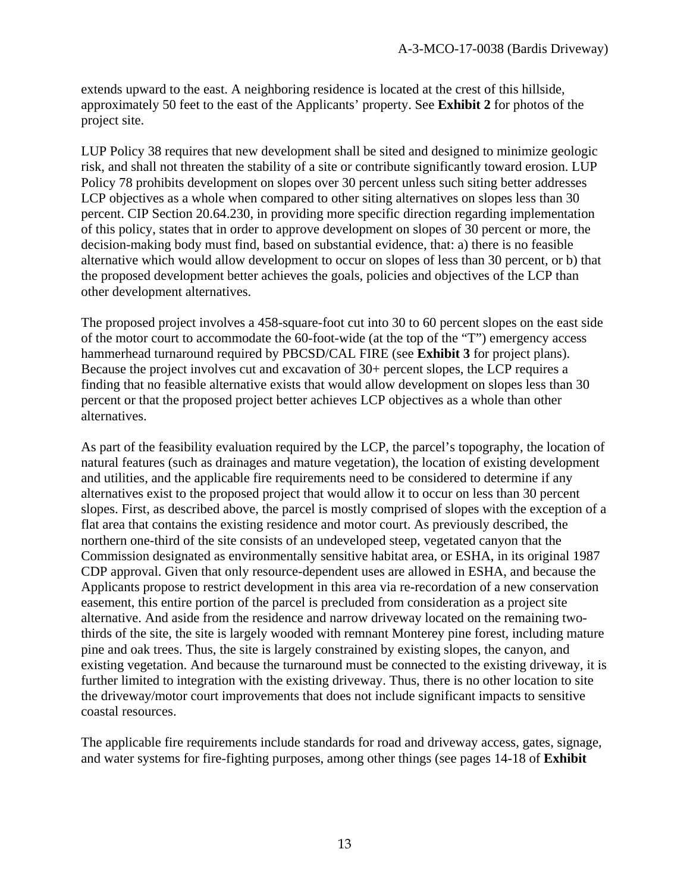extends upward to the east. A neighboring residence is located at the crest of this hillside, approximately 50 feet to the east of the Applicants' property. See **Exhibit 2** for photos of the project site.

LUP Policy 38 requires that new development shall be sited and designed to minimize geologic risk, and shall not threaten the stability of a site or contribute significantly toward erosion. LUP Policy 78 prohibits development on slopes over 30 percent unless such siting better addresses LCP objectives as a whole when compared to other siting alternatives on slopes less than 30 percent. CIP Section 20.64.230, in providing more specific direction regarding implementation of this policy, states that in order to approve development on slopes of 30 percent or more, the decision-making body must find, based on substantial evidence, that: a) there is no feasible alternative which would allow development to occur on slopes of less than 30 percent, or b) that the proposed development better achieves the goals, policies and objectives of the LCP than other development alternatives.

The proposed project involves a 458-square-foot cut into 30 to 60 percent slopes on the east side of the motor court to accommodate the 60-foot-wide (at the top of the "T") emergency access hammerhead turnaround required by PBCSD/CAL FIRE (see **Exhibit 3** for project plans). Because the project involves cut and excavation of 30+ percent slopes, the LCP requires a finding that no feasible alternative exists that would allow development on slopes less than 30 percent or that the proposed project better achieves LCP objectives as a whole than other alternatives.

As part of the feasibility evaluation required by the LCP, the parcel's topography, the location of natural features (such as drainages and mature vegetation), the location of existing development and utilities, and the applicable fire requirements need to be considered to determine if any alternatives exist to the proposed project that would allow it to occur on less than 30 percent slopes. First, as described above, the parcel is mostly comprised of slopes with the exception of a flat area that contains the existing residence and motor court. As previously described, the northern one-third of the site consists of an undeveloped steep, vegetated canyon that the Commission designated as environmentally sensitive habitat area, or ESHA, in its original 1987 CDP approval. Given that only resource-dependent uses are allowed in ESHA, and because the Applicants propose to restrict development in this area via re-recordation of a new conservation easement, this entire portion of the parcel is precluded from consideration as a project site alternative. And aside from the residence and narrow driveway located on the remaining two-thirds of the site, the site is largely wooded with remnant Monterey pine forest, including mature pine and oak trees. Thus, the site is largely constrained by existing slopes, the canyon, and existing vegetation. And because the turnaround must be connected to the existing driveway, it is further limited to integration with the existing driveway. Thus, there is no other location to site the driveway/motor court improvements that does not include significant impacts to sensitive coastal resources.

The applicable fire requirements include standards for road and driveway access, gates, signage, and water systems for fire-fighting purposes, among other things (see pages 14-18 of **Exhibit**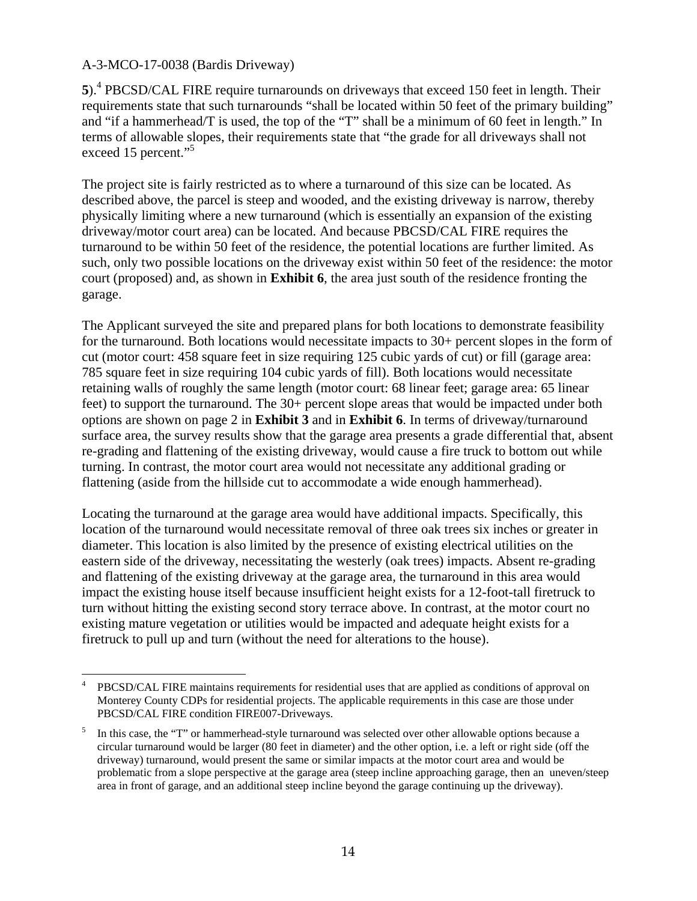**5**).[4] PBCSD/CAL FIRE require turnarounds on driveways that exceed 150 feet in length. Their requirements state that such turnarounds "shall be located within 50 feet of the primary building" and "if a hammerhead/T is used, the top of the "T" shall be a minimum of 60 feet in length." In terms of allowable slopes, their requirements state that "the grade for all driveways shall not exceed 15 percent."[5]

The project site is fairly restricted as to where a turnaround of this size can be located. As described above, the parcel is steep and wooded, and the existing driveway is narrow, thereby physically limiting where a new turnaround (which is essentially an expansion of the existing driveway/motor court area) can be located. And because PBCSD/CAL FIRE requires the turnaround to be within 50 feet of the residence, the potential locations are further limited. As such, only two possible locations on the driveway exist within 50 feet of the residence: the motor court (proposed) and, as shown in **Exhibit 6**, the area just south of the residence fronting the garage.

The Applicant surveyed the site and prepared plans for both locations to demonstrate feasibility for the turnaround. Both locations would necessitate impacts to 30+ percent slopes in the form of cut (motor court: 458 square feet in size requiring 125 cubic yards of cut) or fill (garage area: 785 square feet in size requiring 104 cubic yards of fill). Both locations would necessitate retaining walls of roughly the same length (motor court: 68 linear feet; garage area: 65 linear feet) to support the turnaround. The 30+ percent slope areas that would be impacted under both options are shown on page 2 in **Exhibit 3** and in **Exhibit 6**. In terms of driveway/turnaround surface area, the survey results show that the garage area presents a grade differential that, absent re-grading and flattening of the existing driveway, would cause a fire truck to bottom out while turning. In contrast, the motor court area would not necessitate any additional grading or flattening (aside from the hillside cut to accommodate a wide enough hammerhead).

Locating the turnaround at the garage area would have additional impacts. Specifically, this location of the turnaround would necessitate removal of three oak trees six inches or greater in diameter. This location is also limited by the presence of existing electrical utilities on the eastern side of the driveway, necessitating the westerly (oak trees) impacts. Absent re-grading and flattening of the existing driveway at the garage area, the turnaround in this area would impact the existing house itself because insufficient height exists for a 12-foot-tall firetruck to turn without hitting the existing second story terrace above. In contrast, at the motor court no existing mature vegetation or utilities would be impacted and adequate height exists for a firetruck to pull up and turn (without the need for alterations to the house).

---

[4] PBCSD/CAL FIRE maintains requirements for residential uses that are applied as conditions of approval on Monterey County CDPs for residential projects. The applicable requirements in this case are those under PBCSD/CAL FIRE condition FIRE007-Driveways.

[5] In this case, the "T" or hammerhead-style turnaround was selected over other allowable options because a circular turnaround would be larger (80 feet in diameter) and the other option, i.e. a left or right side (off the driveway) turnaround, would present the same or similar impacts at the motor court area and would be problematic from a slope perspective at the garage area (steep incline approaching garage, then an uneven/steep area in front of garage, and an additional steep incline beyond the garage continuing up the driveway).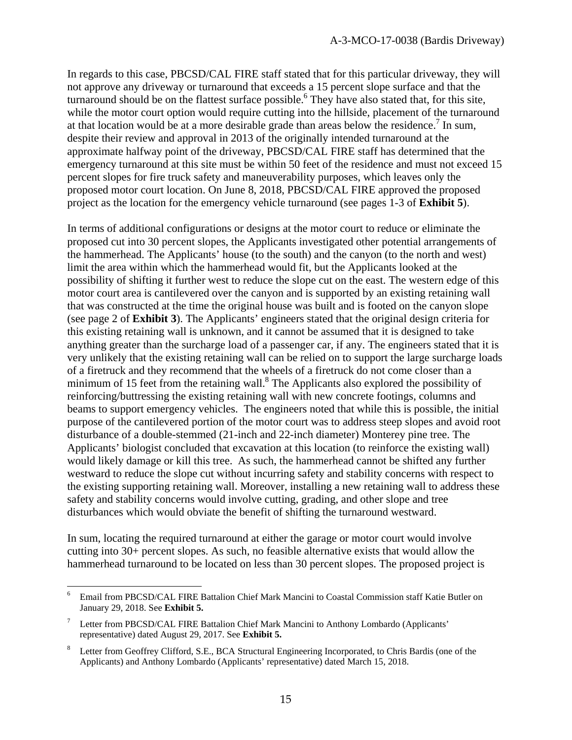In regards to this case, PBCSD/CAL FIRE staff stated that for this particular driveway, they will not approve any driveway or turnaround that exceeds a 15 percent slope surface and that the turnaround should be on the flattest surface possible.[6] They have also stated that, for this site, while the motor court option would require cutting into the hillside, placement of the turnaround at that location would be at a more desirable grade than areas below the residence.[7] In sum, despite their review and approval in 2013 of the originally intended turnaround at the approximate halfway point of the driveway, PBCSD/CAL FIRE staff has determined that the emergency turnaround at this site must be within 50 feet of the residence and must not exceed 15 percent slopes for fire truck safety and maneuverability purposes, which leaves only the proposed motor court location. On June 8, 2018, PBCSD/CAL FIRE approved the proposed project as the location for the emergency vehicle turnaround (see pages 1-3 of **Exhibit 5**).

In terms of additional configurations or designs at the motor court to reduce or eliminate the proposed cut into 30 percent slopes, the Applicants investigated other potential arrangements of the hammerhead. The Applicants' house (to the south) and the canyon (to the north and west) limit the area within which the hammerhead would fit, but the Applicants looked at the possibility of shifting it further west to reduce the slope cut on the east. The western edge of this motor court area is cantilevered over the canyon and is supported by an existing retaining wall that was constructed at the time the original house was built and is footed on the canyon slope (see page 2 of **Exhibit 3**). The Applicants' engineers stated that the original design criteria for this existing retaining wall is unknown, and it cannot be assumed that it is designed to take anything greater than the surcharge load of a passenger car, if any. The engineers stated that it is very unlikely that the existing retaining wall can be relied on to support the large surcharge loads of a firetruck and they recommend that the wheels of a firetruck do not come closer than a minimum of 15 feet from the retaining wall.[8] The Applicants also explored the possibility of reinforcing/buttressing the existing retaining wall with new concrete footings, columns and beams to support emergency vehicles. The engineers noted that while this is possible, the initial purpose of the cantilevered portion of the motor court was to address steep slopes and avoid root disturbance of a double-stemmed (21-inch and 22-inch diameter) Monterey pine tree. The Applicants' biologist concluded that excavation at this location (to reinforce the existing wall) would likely damage or kill this tree. As such, the hammerhead cannot be shifted any further westward to reduce the slope cut without incurring safety and stability concerns with respect to the existing supporting retaining wall. Moreover, installing a new retaining wall to address these safety and stability concerns would involve cutting, grading, and other slope and tree disturbances which would obviate the benefit of shifting the turnaround westward.

In sum, locating the required turnaround at either the garage or motor court would involve cutting into 30+ percent slopes. As such, no feasible alternative exists that would allow the hammerhead turnaround to be located on less than 30 percent slopes. The proposed project is

---

[6] Email from PBCSD/CAL FIRE Battalion Chief Mark Mancini to Coastal Commission staff Katie Butler on January 29, 2018. See **Exhibit 5.**

[7] Letter from PBCSD/CAL FIRE Battalion Chief Mark Mancini to Anthony Lombardo (Applicants' representative) dated August 29, 2017. See **Exhibit 5.**

[8] Letter from Geoffrey Clifford, S.E., BCA Structural Engineering Incorporated, to Chris Bardis (one of the Applicants) and Anthony Lombardo (Applicants' representative) dated March 15, 2018.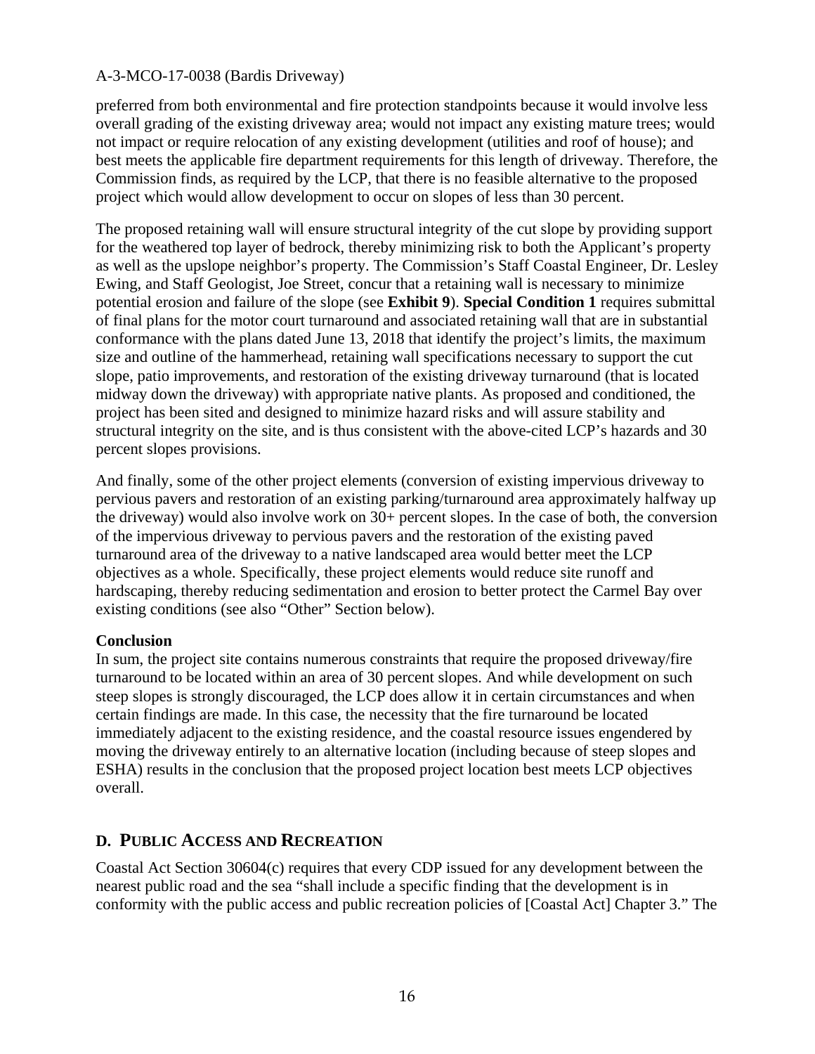preferred from both environmental and fire protection standpoints because it would involve less overall grading of the existing driveway area; would not impact any existing mature trees; would not impact or require relocation of any existing development (utilities and roof of house); and best meets the applicable fire department requirements for this length of driveway. Therefore, the Commission finds, as required by the LCP, that there is no feasible alternative to the proposed project which would allow development to occur on slopes of less than 30 percent.

The proposed retaining wall will ensure structural integrity of the cut slope by providing support for the weathered top layer of bedrock, thereby minimizing risk to both the Applicant's property as well as the upslope neighbor's property. The Commission's Staff Coastal Engineer, Dr. Lesley Ewing, and Staff Geologist, Joe Street, concur that a retaining wall is necessary to minimize potential erosion and failure of the slope (see **Exhibit 9**). **Special Condition 1** requires submittal of final plans for the motor court turnaround and associated retaining wall that are in substantial conformance with the plans dated June 13, 2018 that identify the project's limits, the maximum size and outline of the hammerhead, retaining wall specifications necessary to support the cut slope, patio improvements, and restoration of the existing driveway turnaround (that is located midway down the driveway) with appropriate native plants. As proposed and conditioned, the project has been sited and designed to minimize hazard risks and will assure stability and structural integrity on the site, and is thus consistent with the above-cited LCP's hazards and 30 percent slopes provisions.

And finally, some of the other project elements (conversion of existing impervious driveway to pervious pavers and restoration of an existing parking/turnaround area approximately halfway up the driveway) would also involve work on 30+ percent slopes. In the case of both, the conversion of the impervious driveway to pervious pavers and the restoration of the existing paved turnaround area of the driveway to a native landscaped area would better meet the LCP objectives as a whole. Specifically, these project elements would reduce site runoff and hardscaping, thereby reducing sedimentation and erosion to better protect the Carmel Bay over existing conditions (see also "Other" Section below).

**Conclusion**

In sum, the project site contains numerous constraints that require the proposed driveway/fire turnaround to be located within an area of 30 percent slopes. And while development on such steep slopes is strongly discouraged, the LCP does allow it in certain circumstances and when certain findings are made. In this case, the necessity that the fire turnaround be located immediately adjacent to the existing residence, and the coastal resource issues engendered by moving the driveway entirely to an alternative location (including because of steep slopes and ESHA) results in the conclusion that the proposed project location best meets LCP objectives overall.

## D. PUBLIC ACCESS AND RECREATION

Coastal Act Section 30604(c) requires that every CDP issued for any development between the nearest public road and the sea "shall include a specific finding that the development is in conformity with the public access and public recreation policies of [Coastal Act] Chapter 3." The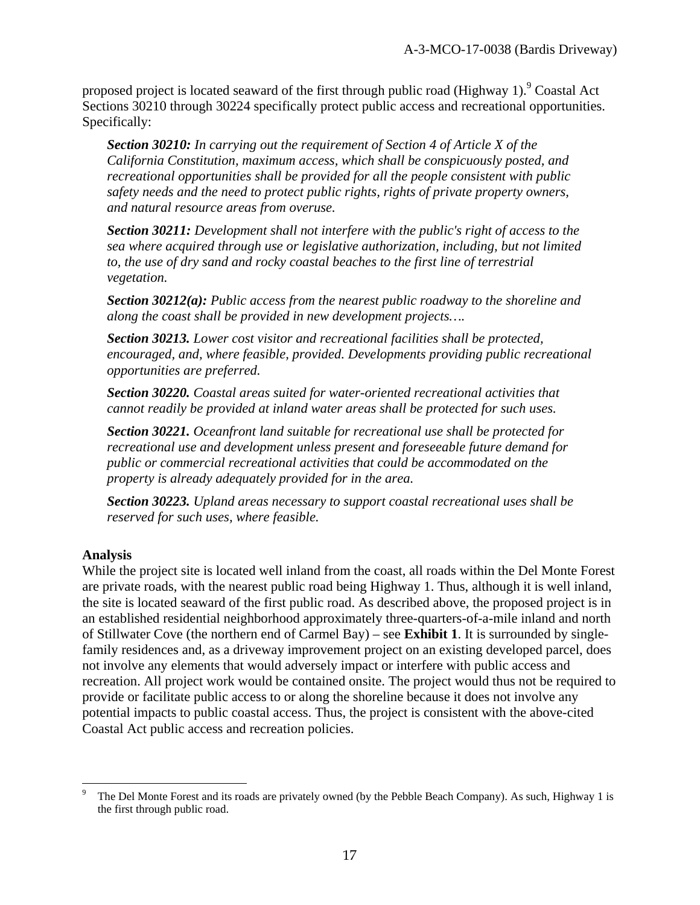proposed project is located seaward of the first through public road (Highway 1).[9] Coastal Act Sections 30210 through 30224 specifically protect public access and recreational opportunities. Specifically:

> ***Section 30210:*** *In carrying out the requirement of Section 4 of Article X of the California Constitution, maximum access, which shall be conspicuously posted, and recreational opportunities shall be provided for all the people consistent with public safety needs and the need to protect public rights, rights of private property owners, and natural resource areas from overuse.*
>
> ***Section 30211:*** *Development shall not interfere with the public's right of access to the sea where acquired through use or legislative authorization, including, but not limited to, the use of dry sand and rocky coastal beaches to the first line of terrestrial vegetation.*
>
> ***Section 30212(a):*** *Public access from the nearest public roadway to the shoreline and along the coast shall be provided in new development projects….*
>
> ***Section 30213.*** *Lower cost visitor and recreational facilities shall be protected, encouraged, and, where feasible, provided. Developments providing public recreational opportunities are preferred.*
>
> ***Section 30220.*** *Coastal areas suited for water-oriented recreational activities that cannot readily be provided at inland water areas shall be protected for such uses.*
>
> ***Section 30221.*** *Oceanfront land suitable for recreational use shall be protected for recreational use and development unless present and foreseeable future demand for public or commercial recreational activities that could be accommodated on the property is already adequately provided for in the area.*
>
> ***Section 30223.*** *Upland areas necessary to support coastal recreational uses shall be reserved for such uses, where feasible.*

**Analysis**

While the project site is located well inland from the coast, all roads within the Del Monte Forest are private roads, with the nearest public road being Highway 1. Thus, although it is well inland, the site is located seaward of the first public road. As described above, the proposed project is in an established residential neighborhood approximately three-quarters-of-a-mile inland and north of Stillwater Cove (the northern end of Carmel Bay) – see **Exhibit 1**. It is surrounded by single-family residences and, as a driveway improvement project on an existing developed parcel, does not involve any elements that would adversely impact or interfere with public access and recreation. All project work would be contained onsite. The project would thus not be required to provide or facilitate public access to or along the shoreline because it does not involve any potential impacts to public coastal access. Thus, the project is consistent with the above-cited Coastal Act public access and recreation policies.

---

[9] The Del Monte Forest and its roads are privately owned (by the Pebble Beach Company). As such, Highway 1 is the first through public road.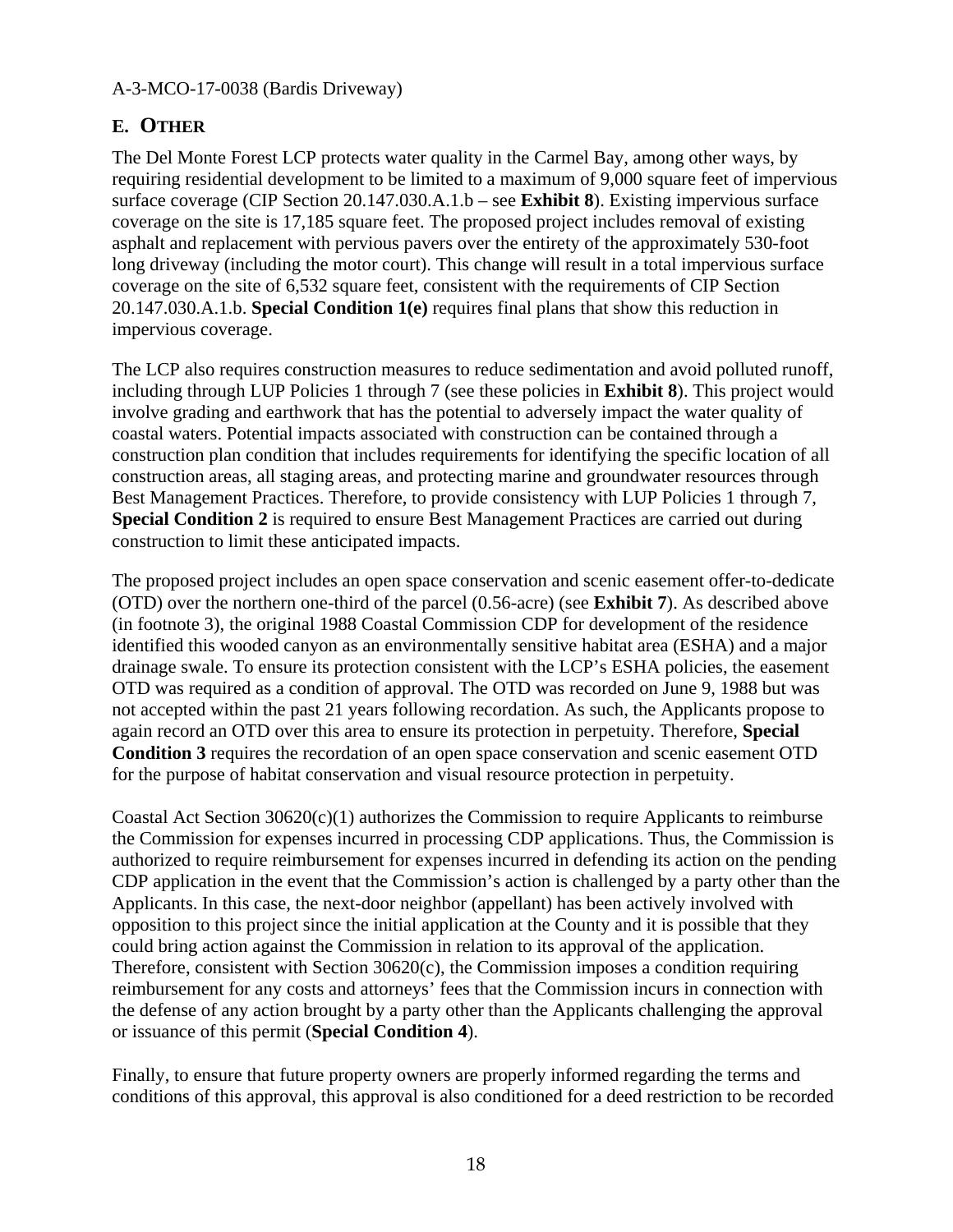## E. OTHER

The Del Monte Forest LCP protects water quality in the Carmel Bay, among other ways, by requiring residential development to be limited to a maximum of 9,000 square feet of impervious surface coverage (CIP Section 20.147.030.A.1.b – see **Exhibit 8**). Existing impervious surface coverage on the site is 17,185 square feet. The proposed project includes removal of existing asphalt and replacement with pervious pavers over the entirety of the approximately 530-foot long driveway (including the motor court). This change will result in a total impervious surface coverage on the site of 6,532 square feet, consistent with the requirements of CIP Section 20.147.030.A.1.b. **Special Condition 1(e)** requires final plans that show this reduction in impervious coverage.

The LCP also requires construction measures to reduce sedimentation and avoid polluted runoff, including through LUP Policies 1 through 7 (see these policies in **Exhibit 8**). This project would involve grading and earthwork that has the potential to adversely impact the water quality of coastal waters. Potential impacts associated with construction can be contained through a construction plan condition that includes requirements for identifying the specific location of all construction areas, all staging areas, and protecting marine and groundwater resources through Best Management Practices. Therefore, to provide consistency with LUP Policies 1 through 7, **Special Condition 2** is required to ensure Best Management Practices are carried out during construction to limit these anticipated impacts.

The proposed project includes an open space conservation and scenic easement offer-to-dedicate (OTD) over the northern one-third of the parcel (0.56-acre) (see **Exhibit 7**). As described above (in footnote 3), the original 1988 Coastal Commission CDP for development of the residence identified this wooded canyon as an environmentally sensitive habitat area (ESHA) and a major drainage swale. To ensure its protection consistent with the LCP's ESHA policies, the easement OTD was required as a condition of approval. The OTD was recorded on June 9, 1988 but was not accepted within the past 21 years following recordation. As such, the Applicants propose to again record an OTD over this area to ensure its protection in perpetuity. Therefore, **Special Condition 3** requires the recordation of an open space conservation and scenic easement OTD for the purpose of habitat conservation and visual resource protection in perpetuity.

Coastal Act Section 30620(c)(1) authorizes the Commission to require Applicants to reimburse the Commission for expenses incurred in processing CDP applications. Thus, the Commission is authorized to require reimbursement for expenses incurred in defending its action on the pending CDP application in the event that the Commission's action is challenged by a party other than the Applicants. In this case, the next-door neighbor (appellant) has been actively involved with opposition to this project since the initial application at the County and it is possible that they could bring action against the Commission in relation to its approval of the application. Therefore, consistent with Section 30620(c), the Commission imposes a condition requiring reimbursement for any costs and attorneys' fees that the Commission incurs in connection with the defense of any action brought by a party other than the Applicants challenging the approval or issuance of this permit (**Special Condition 4**).

Finally, to ensure that future property owners are properly informed regarding the terms and conditions of this approval, this approval is also conditioned for a deed restriction to be recorded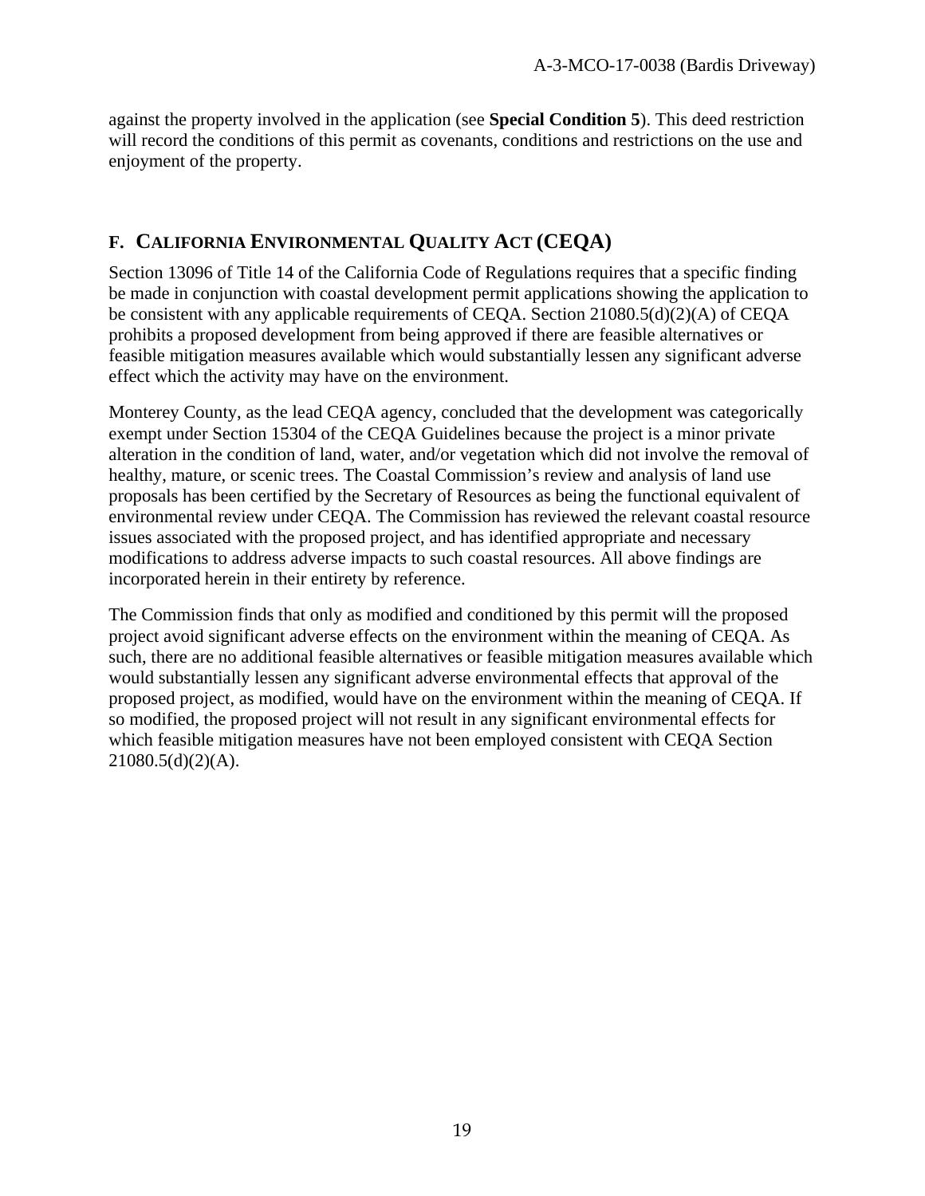against the property involved in the application (see **Special Condition 5**). This deed restriction will record the conditions of this permit as covenants, conditions and restrictions on the use and enjoyment of the property.

## F. California Environmental Quality Act (CEQA)

Section 13096 of Title 14 of the California Code of Regulations requires that a specific finding be made in conjunction with coastal development permit applications showing the application to be consistent with any applicable requirements of CEQA. Section 21080.5(d)(2)(A) of CEQA prohibits a proposed development from being approved if there are feasible alternatives or feasible mitigation measures available which would substantially lessen any significant adverse effect which the activity may have on the environment.

Monterey County, as the lead CEQA agency, concluded that the development was categorically exempt under Section 15304 of the CEQA Guidelines because the project is a minor private alteration in the condition of land, water, and/or vegetation which did not involve the removal of healthy, mature, or scenic trees. The Coastal Commission's review and analysis of land use proposals has been certified by the Secretary of Resources as being the functional equivalent of environmental review under CEQA. The Commission has reviewed the relevant coastal resource issues associated with the proposed project, and has identified appropriate and necessary modifications to address adverse impacts to such coastal resources. All above findings are incorporated herein in their entirety by reference.

The Commission finds that only as modified and conditioned by this permit will the proposed project avoid significant adverse effects on the environment within the meaning of CEQA. As such, there are no additional feasible alternatives or feasible mitigation measures available which would substantially lessen any significant adverse environmental effects that approval of the proposed project, as modified, would have on the environment within the meaning of CEQA. If so modified, the proposed project will not result in any significant environmental effects for which feasible mitigation measures have not been employed consistent with CEQA Section 21080.5(d)(2)(A).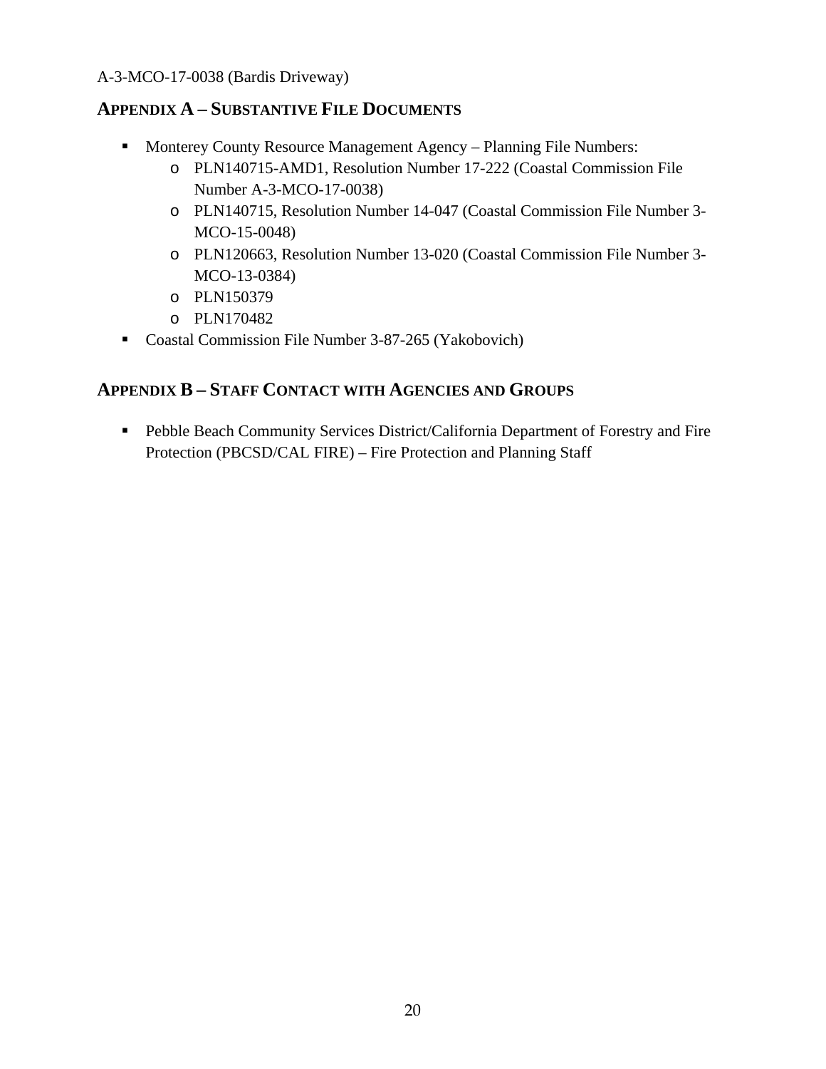## APPENDIX A – SUBSTANTIVE FILE DOCUMENTS

- Monterey County Resource Management Agency – Planning File Numbers:
  - PLN140715-AMD1, Resolution Number 17-222 (Coastal Commission File Number A-3-MCO-17-0038)
  - PLN140715, Resolution Number 14-047 (Coastal Commission File Number 3-MCO-15-0048)
  - PLN120663, Resolution Number 13-020 (Coastal Commission File Number 3-MCO-13-0384)
  - PLN150379
  - PLN170482
- Coastal Commission File Number 3-87-265 (Yakobovich)

## APPENDIX B – STAFF CONTACT WITH AGENCIES AND GROUPS

- Pebble Beach Community Services District/California Department of Forestry and Fire Protection (PBCSD/CAL FIRE) – Fire Protection and Planning Staff